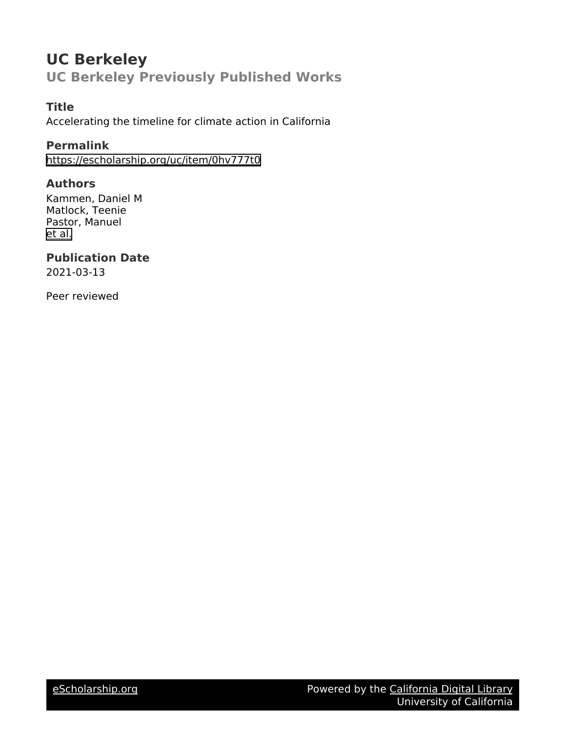# UC Berkeley

## UC Berkeley Previously Published Works

### Title

Accelerating the timeline for climate action in California

### Permalink

https://escholarship.org/uc/item/0hv777t0

### Authors

Kammen, Daniel M
Matlock, Teenie
Pastor, Manuel
et al.

### Publication Date

2021-03-13

Peer reviewed

eScholarship.org Powered by the California Digital Library University of California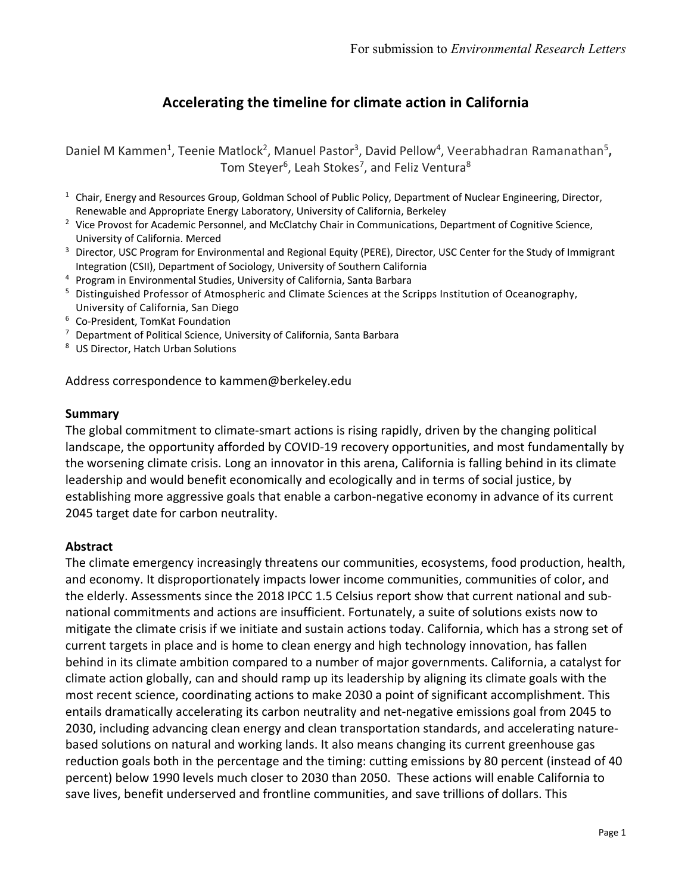For submission to *Environmental Research Letters*

# Accelerating the timeline for climate action in California

Daniel M Kammen[1], Teenie Matlock[2], Manuel Pastor[3], David Pellow[4], Veerabhadran Ramanathan[5], Tom Steyer[6], Leah Stokes[7], and Feliz Ventura[8]

[1] Chair, Energy and Resources Group, Goldman School of Public Policy, Department of Nuclear Engineering, Director, Renewable and Appropriate Energy Laboratory, University of California, Berkeley
[2] Vice Provost for Academic Personnel, and McClatchy Chair in Communications, Department of Cognitive Science, University of California. Merced
[3] Director, USC Program for Environmental and Regional Equity (PERE), Director, USC Center for the Study of Immigrant Integration (CSII), Department of Sociology, University of Southern California
[4] Program in Environmental Studies, University of California, Santa Barbara
[5] Distinguished Professor of Atmospheric and Climate Sciences at the Scripps Institution of Oceanography, University of California, San Diego
[6] Co-President, TomKat Foundation
[7] Department of Political Science, University of California, Santa Barbara
[8] US Director, Hatch Urban Solutions

Address correspondence to kammen@berkeley.edu

## Summary

The global commitment to climate-smart actions is rising rapidly, driven by the changing political landscape, the opportunity afforded by COVID-19 recovery opportunities, and most fundamentally by the worsening climate crisis. Long an innovator in this arena, California is falling behind in its climate leadership and would benefit economically and ecologically and in terms of social justice, by establishing more aggressive goals that enable a carbon-negative economy in advance of its current 2045 target date for carbon neutrality.

## Abstract

The climate emergency increasingly threatens our communities, ecosystems, food production, health, and economy. It disproportionately impacts lower income communities, communities of color, and the elderly. Assessments since the 2018 IPCC 1.5 Celsius report show that current national and sub-national commitments and actions are insufficient. Fortunately, a suite of solutions exists now to mitigate the climate crisis if we initiate and sustain actions today. California, which has a strong set of current targets in place and is home to clean energy and high technology innovation, has fallen behind in its climate ambition compared to a number of major governments. California, a catalyst for climate action globally, can and should ramp up its leadership by aligning its climate goals with the most recent science, coordinating actions to make 2030 a point of significant accomplishment. This entails dramatically accelerating its carbon neutrality and net-negative emissions goal from 2045 to 2030, including advancing clean energy and clean transportation standards, and accelerating nature-based solutions on natural and working lands. It also means changing its current greenhouse gas reduction goals both in the percentage and the timing: cutting emissions by 80 percent (instead of 40 percent) below 1990 levels much closer to 2030 than 2050. These actions will enable California to save lives, benefit underserved and frontline communities, and save trillions of dollars. This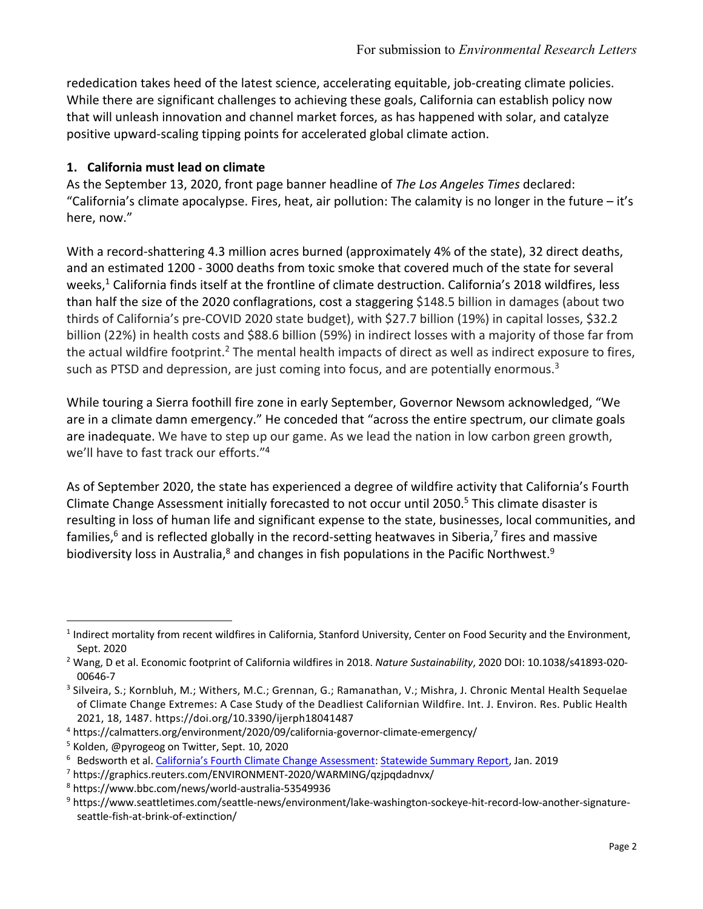rededication takes heed of the latest science, accelerating equitable, job-creating climate policies. While there are significant challenges to achieving these goals, California can establish policy now that will unleash innovation and channel market forces, as has happened with solar, and catalyze positive upward-scaling tipping points for accelerated global climate action.

## 1. California must lead on climate

As the September 13, 2020, front page banner headline of *The Los Angeles Times* declared: "California's climate apocalypse. Fires, heat, air pollution: The calamity is no longer in the future – it's here, now."

With a record-shattering 4.3 million acres burned (approximately 4% of the state), 32 direct deaths, and an estimated 1200 - 3000 deaths from toxic smoke that covered much of the state for several weeks,[1] California finds itself at the frontline of climate destruction. California's 2018 wildfires, less than half the size of the 2020 conflagrations, cost a staggering $148.5 billion in damages (about two thirds of California's pre-COVID 2020 state budget), with $27.7 billion (19%) in capital losses, $32.2 billion (22%) in health costs and $88.6 billion (59%) in indirect losses with a majority of those far from the actual wildfire footprint.[2] The mental health impacts of direct as well as indirect exposure to fires, such as PTSD and depression, are just coming into focus, and are potentially enormous.[3]

While touring a Sierra foothill fire zone in early September, Governor Newsom acknowledged, "We are in a climate damn emergency." He conceded that "across the entire spectrum, our climate goals are inadequate. We have to step up our game. As we lead the nation in low carbon green growth, we'll have to fast track our efforts."[4]

As of September 2020, the state has experienced a degree of wildfire activity that California's Fourth Climate Change Assessment initially forecasted to not occur until 2050.[5] This climate disaster is resulting in loss of human life and significant expense to the state, businesses, local communities, and families,[6] and is reflected globally in the record-setting heatwaves in Siberia,[7] fires and massive biodiversity loss in Australia,[8] and changes in fish populations in the Pacific Northwest.[9]

---

[1] Indirect mortality from recent wildfires in California, Stanford University, Center on Food Security and the Environment, Sept. 2020

[2] Wang, D et al. Economic footprint of California wildfires in 2018. *Nature Sustainability*, 2020 DOI: 10.1038/s41893-020-00646-7

[3] Silveira, S.; Kornbluh, M.; Withers, M.C.; Grennan, G.; Ramanathan, V.; Mishra, J. Chronic Mental Health Sequelae of Climate Change Extremes: A Case Study of the Deadliest Californian Wildfire. Int. J. Environ. Res. Public Health 2021, 18, 1487. https://doi.org/10.3390/ijerph18041487

[4] https://calmatters.org/environment/2020/09/california-governor-climate-emergency/

[5] Kolden, @pyrogeog on Twitter, Sept. 10, 2020

[6] Bedsworth et al. California's Fourth Climate Change Assessment: Statewide Summary Report, Jan. 2019

[7] https://graphics.reuters.com/ENVIRONMENT-2020/WARMING/qzjpqdadnvx/

[8] https://www.bbc.com/news/world-australia-53549936

[9] https://www.seattletimes.com/seattle-news/environment/lake-washington-sockeye-hit-record-low-another-signature-seattle-fish-at-brink-of-extinction/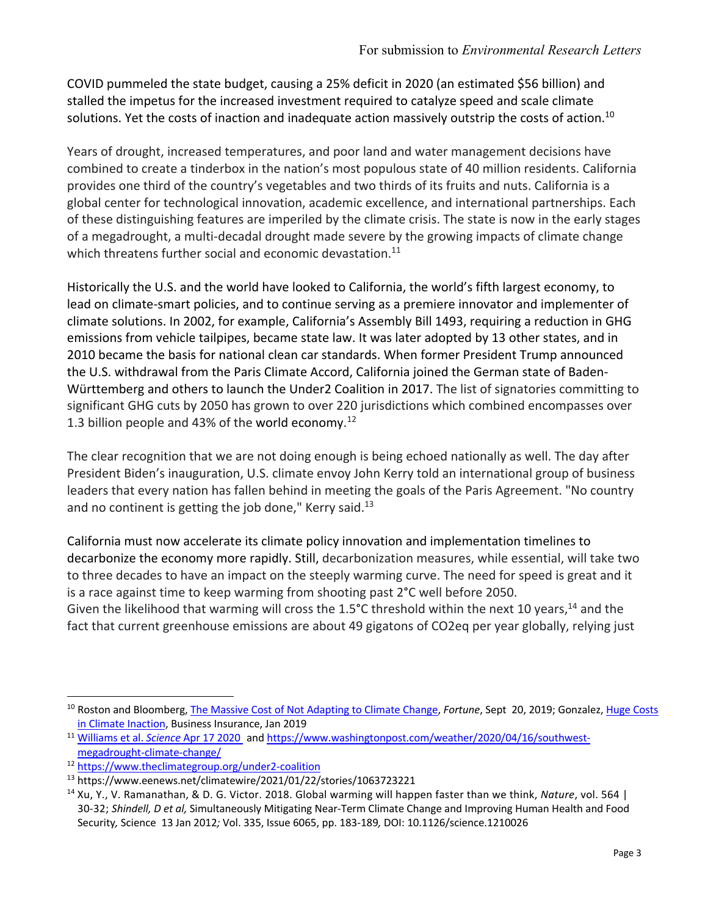COVID pummeled the state budget, causing a 25% deficit in 2020 (an estimated $56 billion) and stalled the impetus for the increased investment required to catalyze speed and scale climate solutions. Yet the costs of inaction and inadequate action massively outstrip the costs of action.[10]

Years of drought, increased temperatures, and poor land and water management decisions have combined to create a tinderbox in the nation's most populous state of 40 million residents. California provides one third of the country's vegetables and two thirds of its fruits and nuts. California is a global center for technological innovation, academic excellence, and international partnerships. Each of these distinguishing features are imperiled by the climate crisis. The state is now in the early stages of a megadrought, a multi-decadal drought made severe by the growing impacts of climate change which threatens further social and economic devastation.[11]

Historically the U.S. and the world have looked to California, the world's fifth largest economy, to lead on climate-smart policies, and to continue serving as a premiere innovator and implementer of climate solutions. In 2002, for example, California's Assembly Bill 1493, requiring a reduction in GHG emissions from vehicle tailpipes, became state law. It was later adopted by 13 other states, and in 2010 became the basis for national clean car standards. When former President Trump announced the U.S. withdrawal from the Paris Climate Accord, California joined the German state of Baden-Württemberg and others to launch the Under2 Coalition in 2017. The list of signatories committing to significant GHG cuts by 2050 has grown to over 220 jurisdictions which combined encompasses over 1.3 billion people and 43% of the world economy.[12]

The clear recognition that we are not doing enough is being echoed nationally as well. The day after President Biden's inauguration, U.S. climate envoy John Kerry told an international group of business leaders that every nation has fallen behind in meeting the goals of the Paris Agreement. "No country and no continent is getting the job done," Kerry said.[13]

California must now accelerate its climate policy innovation and implementation timelines to decarbonize the economy more rapidly. Still, decarbonization measures, while essential, will take two to three decades to have an impact on the steeply warming curve. The need for speed is great and it is a race against time to keep warming from shooting past 2°C well before 2050.
Given the likelihood that warming will cross the 1.5°C threshold within the next 10 years,[14] and the fact that current greenhouse emissions are about 49 gigatons of CO2eq per year globally, relying just

---

[10] Roston and Bloomberg, The Massive Cost of Not Adapting to Climate Change, *Fortune*, Sept 20, 2019; Gonzalez, Huge Costs in Climate Inaction, Business Insurance, Jan 2019

[11] Williams et al. *Science* Apr 17 2020 and https://www.washingtonpost.com/weather/2020/04/16/southwest-megadrought-climate-change/

[12] https://www.theclimategroup.org/under2-coalition

[13] https://www.eenews.net/climatewire/2021/01/22/stories/1063723221

[14] Xu, Y., V. Ramanathan, & D. G. Victor. 2018. Global warming will happen faster than we think, *Nature*, vol. 564 | 30-32; *Shindell, D et al,* Simultaneously Mitigating Near-Term Climate Change and Improving Human Health and Food Security*,* Science 13 Jan 2012*;* Vol. 335, Issue 6065, pp. 183-189*,* DOI: 10.1126/science.1210026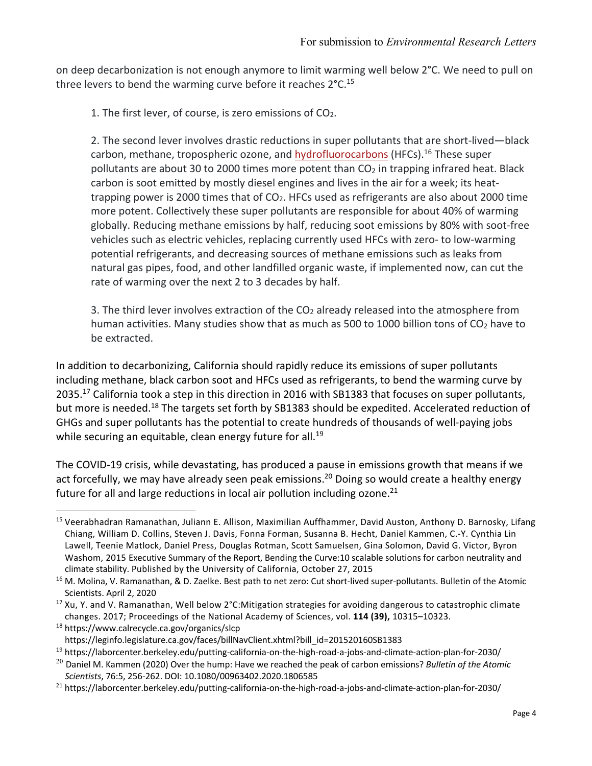on deep decarbonization is not enough anymore to limit warming well below 2°C. We need to pull on three levers to bend the warming curve before it reaches 2°C.[15]

> 1. The first lever, of course, is zero emissions of $CO_2$.
>
> 2. The second lever involves drastic reductions in super pollutants that are short-lived—black carbon, methane, tropospheric ozone, and hydrofluorocarbons (HFCs).[16] These super pollutants are about 30 to 2000 times more potent than $CO_2$ in trapping infrared heat. Black carbon is soot emitted by mostly diesel engines and lives in the air for a week; its heat-trapping power is 2000 times that of $CO_2$. HFCs used as refrigerants are also about 2000 time more potent. Collectively these super pollutants are responsible for about 40% of warming globally. Reducing methane emissions by half, reducing soot emissions by 80% with soot-free vehicles such as electric vehicles, replacing currently used HFCs with zero- to low-warming potential refrigerants, and decreasing sources of methane emissions such as leaks from natural gas pipes, food, and other landfilled organic waste, if implemented now, can cut the rate of warming over the next 2 to 3 decades by half.
>
> 3. The third lever involves extraction of the $CO_2$ already released into the atmosphere from human activities. Many studies show that as much as 500 to 1000 billion tons of $CO_2$ have to be extracted.

In addition to decarbonizing, California should rapidly reduce its emissions of super pollutants including methane, black carbon soot and HFCs used as refrigerants, to bend the warming curve by 2035.[17] California took a step in this direction in 2016 with SB1383 that focuses on super pollutants, but more is needed.[18] The targets set forth by SB1383 should be expedited. Accelerated reduction of GHGs and super pollutants has the potential to create hundreds of thousands of well-paying jobs while securing an equitable, clean energy future for all.[19]

The COVID-19 crisis, while devastating, has produced a pause in emissions growth that means if we act forcefully, we may have already seen peak emissions.[20] Doing so would create a healthy energy future for all and large reductions in local air pollution including ozone.[21]

---

[15] Veerabhadran Ramanathan, Juliann E. Allison, Maximilian Auffhammer, David Auston, Anthony D. Barnosky, Lifang Chiang, William D. Collins, Steven J. Davis, Fonna Forman, Susanna B. Hecht, Daniel Kammen, C.-Y. Cynthia Lin Lawell, Teenie Matlock, Daniel Press, Douglas Rotman, Scott Samuelsen, Gina Solomon, David G. Victor, Byron Washom, 2015 Executive Summary of the Report, Bending the Curve:10 scalable solutions for carbon neutrality and climate stability. Published by the University of California, October 27, 2015

[16] M. Molina, V. Ramanathan, & D. Zaelke. Best path to net zero: Cut short-lived super-pollutants. Bulletin of the Atomic Scientists. April 2, 2020

[17] Xu, Y. and V. Ramanathan, Well below 2°C:Mitigation strategies for avoiding dangerous to catastrophic climate changes. 2017; Proceedings of the National Academy of Sciences, vol. **114 (39),** 10315–10323.

[18] https://www.calrecycle.ca.gov/organics/slcp https://leginfo.legislature.ca.gov/faces/billNavClient.xhtml?bill_id=201520160SB1383

[19] https://laborcenter.berkeley.edu/putting-california-on-the-high-road-a-jobs-and-climate-action-plan-for-2030/

[20] Daniel M. Kammen (2020) Over the hump: Have we reached the peak of carbon emissions? *Bulletin of the Atomic Scientists*, 76:5, 256-262. DOI: 10.1080/00963402.2020.1806585

[21] https://laborcenter.berkeley.edu/putting-california-on-the-high-road-a-jobs-and-climate-action-plan-for-2030/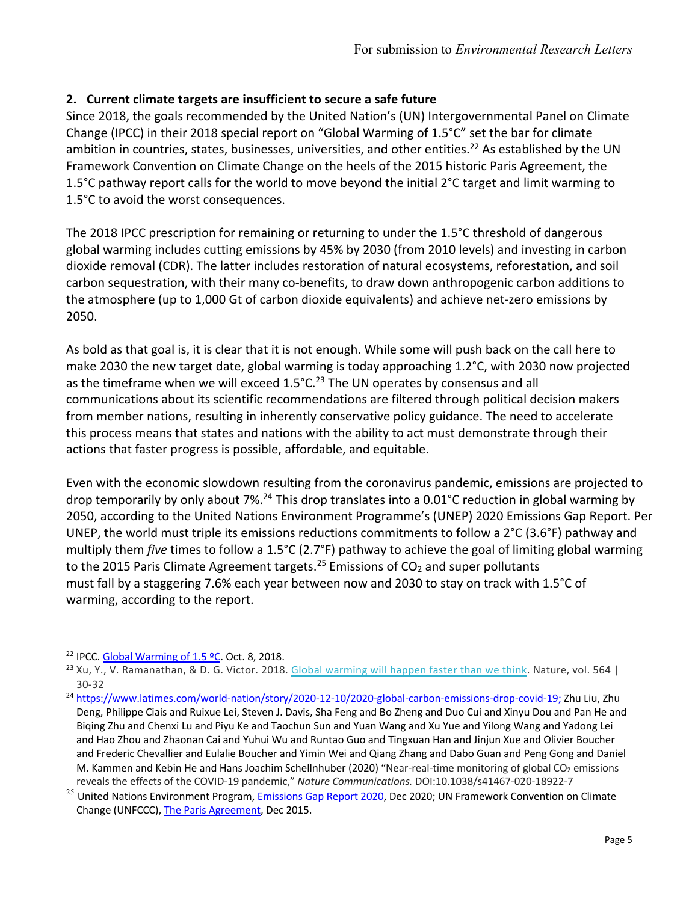## 2. Current climate targets are insufficient to secure a safe future

Since 2018, the goals recommended by the United Nation's (UN) Intergovernmental Panel on Climate Change (IPCC) in their 2018 special report on "Global Warming of 1.5°C" set the bar for climate ambition in countries, states, businesses, universities, and other entities.[22] As established by the UN Framework Convention on Climate Change on the heels of the 2015 historic Paris Agreement, the 1.5°C pathway report calls for the world to move beyond the initial 2°C target and limit warming to 1.5°C to avoid the worst consequences.

The 2018 IPCC prescription for remaining or returning to under the 1.5°C threshold of dangerous global warming includes cutting emissions by 45% by 2030 (from 2010 levels) and investing in carbon dioxide removal (CDR). The latter includes restoration of natural ecosystems, reforestation, and soil carbon sequestration, with their many co-benefits, to draw down anthropogenic carbon additions to the atmosphere (up to 1,000 Gt of carbon dioxide equivalents) and achieve net-zero emissions by 2050.

As bold as that goal is, it is clear that it is not enough. While some will push back on the call here to make 2030 the new target date, global warming is today approaching 1.2°C, with 2030 now projected as the timeframe when we will exceed 1.5°C.[23] The UN operates by consensus and all communications about its scientific recommendations are filtered through political decision makers from member nations, resulting in inherently conservative policy guidance. The need to accelerate this process means that states and nations with the ability to act must demonstrate through their actions that faster progress is possible, affordable, and equitable.

Even with the economic slowdown resulting from the coronavirus pandemic, emissions are projected to drop temporarily by only about 7%.[24] This drop translates into a 0.01°C reduction in global warming by 2050, according to the United Nations Environment Programme's (UNEP) 2020 Emissions Gap Report. Per UNEP, the world must triple its emissions reductions commitments to follow a 2°C (3.6°F) pathway and multiply them *five* times to follow a 1.5°C (2.7°F) pathway to achieve the goal of limiting global warming to the 2015 Paris Climate Agreement targets.[25] Emissions of $CO_2$ and super pollutants must fall by a staggering 7.6% each year between now and 2030 to stay on track with 1.5°C of warming, according to the report.

---

[22] IPCC. Global Warming of 1.5 ºC. Oct. 8, 2018.

[23] Xu, Y., V. Ramanathan, & D. G. Victor. 2018. Global warming will happen faster than we think. Nature, vol. 564 | 30-32

[24] https://www.latimes.com/world-nation/story/2020-12-10/2020-global-carbon-emissions-drop-covid-19; Zhu Liu, Zhu Deng, Philippe Ciais and Ruixue Lei, Steven J. Davis, Sha Feng and Bo Zheng and Duo Cui and Xinyu Dou and Pan He and Biqing Zhu and Chenxi Lu and Piyu Ke and Taochun Sun and Yuan Wang and Xu Yue and Yilong Wang and Yadong Lei and Hao Zhou and Zhaonan Cai and Yuhui Wu and Runtao Guo and Tingxuan Han and Jinjun Xue and Olivier Boucher and Frederic Chevallier and Eulalie Boucher and Yimin Wei and Qiang Zhang and Dabo Guan and Peng Gong and Daniel M. Kammen and Kebin He and Hans Joachim Schellnhuber (2020) "Near-real-time monitoring of global $CO_2$ emissions reveals the effects of the COVID-19 pandemic," *Nature Communications.* DOI:10.1038/s41467-020-18922-7

[25] United Nations Environment Program, Emissions Gap Report 2020, Dec 2020; UN Framework Convention on Climate Change (UNFCCC), The Paris Agreement, Dec 2015.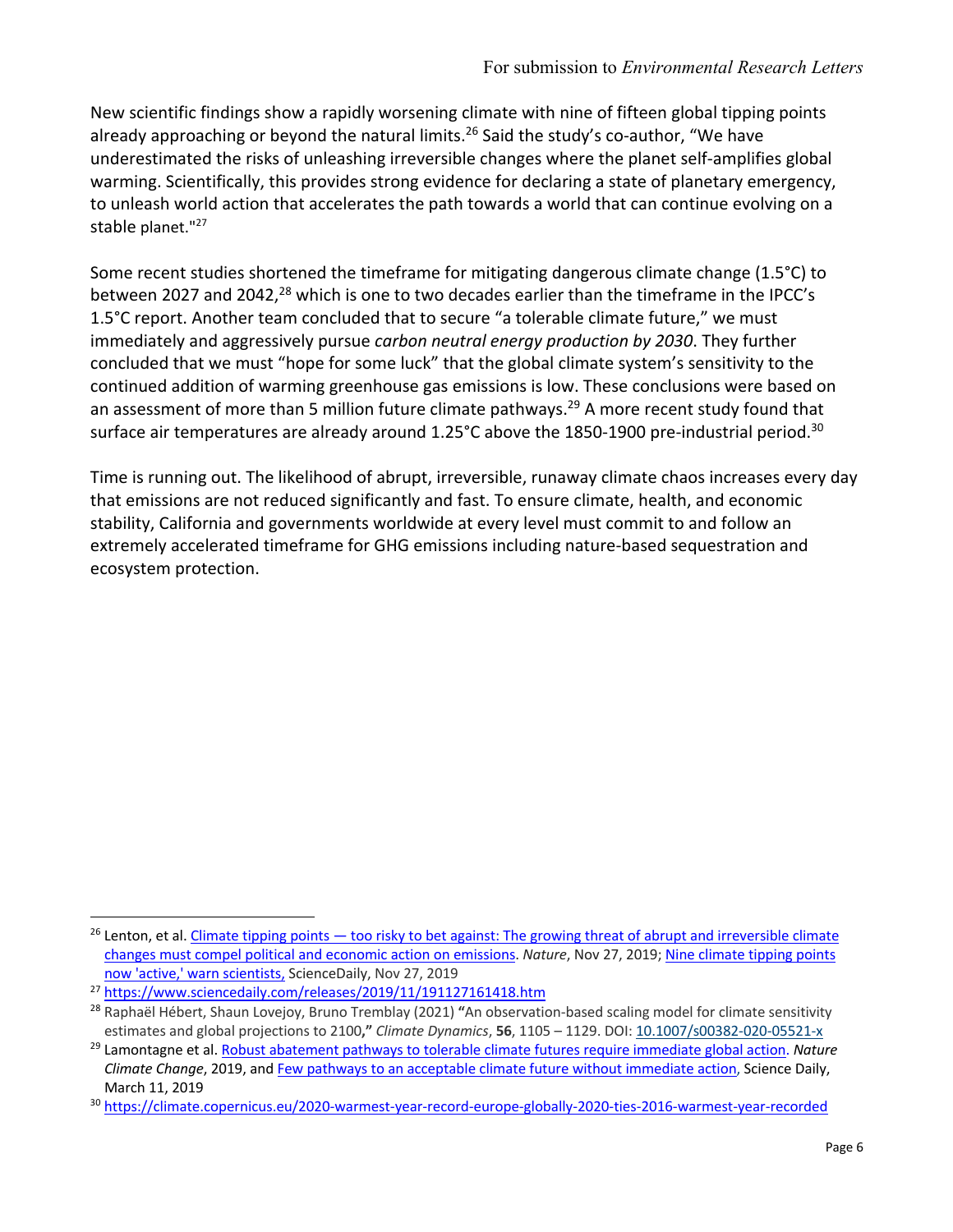New scientific findings show a rapidly worsening climate with nine of fifteen global tipping points already approaching or beyond the natural limits.[26] Said the study's co-author, "We have underestimated the risks of unleashing irreversible changes where the planet self-amplifies global warming. Scientifically, this provides strong evidence for declaring a state of planetary emergency, to unleash world action that accelerates the path towards a world that can continue evolving on a stable planet."[27]

Some recent studies shortened the timeframe for mitigating dangerous climate change (1.5°C) to between 2027 and 2042,[28] which is one to two decades earlier than the timeframe in the IPCC's 1.5°C report. Another team concluded that to secure "a tolerable climate future," we must immediately and aggressively pursue *carbon neutral energy production by 2030*. They further concluded that we must "hope for some luck" that the global climate system's sensitivity to the continued addition of warming greenhouse gas emissions is low. These conclusions were based on an assessment of more than 5 million future climate pathways.[29] A more recent study found that surface air temperatures are already around 1.25°C above the 1850-1900 pre-industrial period.[30]

Time is running out. The likelihood of abrupt, irreversible, runaway climate chaos increases every day that emissions are not reduced significantly and fast. To ensure climate, health, and economic stability, California and governments worldwide at every level must commit to and follow an extremely accelerated timeframe for GHG emissions including nature-based sequestration and ecosystem protection.

---

[26] Lenton, et al. Climate tipping points — too risky to bet against: The growing threat of abrupt and irreversible climate changes must compel political and economic action on emissions. *Nature*, Nov 27, 2019; Nine climate tipping points now 'active,' warn scientists, ScienceDaily, Nov 27, 2019

[27] https://www.sciencedaily.com/releases/2019/11/191127161418.htm

[28] Raphaël Hébert, Shaun Lovejoy, Bruno Tremblay (2021) **"**An observation-based scaling model for climate sensitivity estimates and global projections to 2100**,"** *Climate Dynamics*, **56**, 1105 – 1129. DOI: 10.1007/s00382-020-05521-x

[29] Lamontagne et al. Robust abatement pathways to tolerable climate futures require immediate global action. *Nature Climate Change*, 2019, and Few pathways to an acceptable climate future without immediate action, Science Daily, March 11, 2019

[30] https://climate.copernicus.eu/2020-warmest-year-record-europe-globally-2020-ties-2016-warmest-year-recorded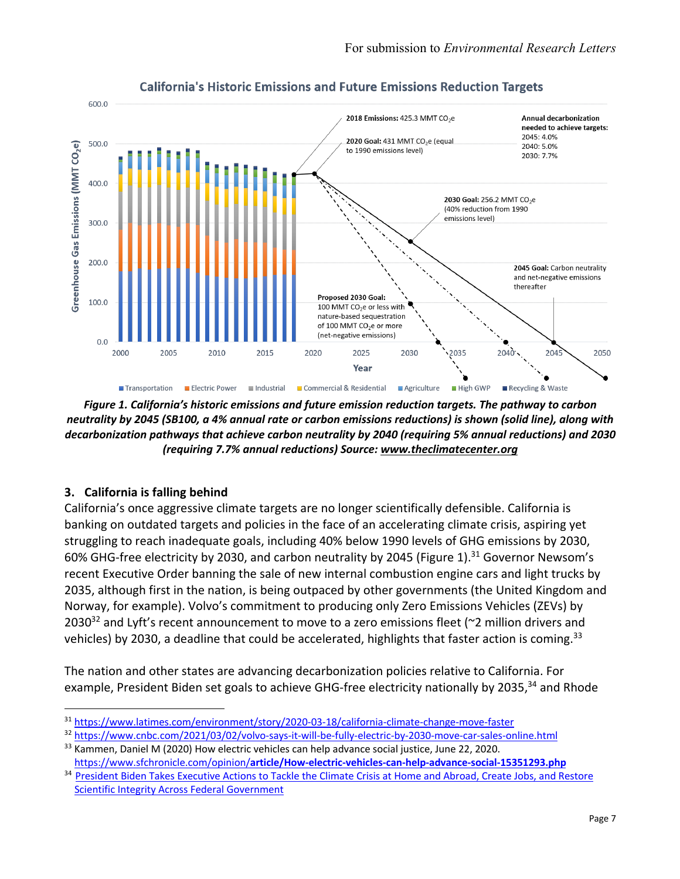**Figure 1. California's historic emissions and future emission reduction targets. The pathway to carbon neutrality by 2045 (SB100, a 4% annual rate or carbon emissions reductions) is shown (solid line), along with decarbonization pathways that achieve carbon neutrality by 2040 (requiring 5% annual reductions) and 2030 (requiring 7.7% annual reductions) Source: www.theclimatecenter.org**

## 3. California is falling behind

California's once aggressive climate targets are no longer scientifically defensible. California is banking on outdated targets and policies in the face of an accelerating climate crisis, aspiring yet struggling to reach inadequate goals, including 40% below 1990 levels of GHG emissions by 2030, 60% GHG-free electricity by 2030, and carbon neutrality by 2045 (Figure 1).[31] Governor Newsom's recent Executive Order banning the sale of new internal combustion engine cars and light trucks by 2035, although first in the nation, is being outpaced by other governments (the United Kingdom and Norway, for example). Volvo's commitment to producing only Zero Emissions Vehicles (ZEVs) by 2030[32] and Lyft's recent announcement to move to a zero emissions fleet (~2 million drivers and vehicles) by 2030, a deadline that could be accelerated, highlights that faster action is coming.[33]

The nation and other states are advancing decarbonization policies relative to California. For example, President Biden set goals to achieve GHG-free electricity nationally by 2035,[34] and Rhode

---

[31] https://www.latimes.com/environment/story/2020-03-18/california-climate-change-move-faster

[32] https://www.cnbc.com/2021/03/02/volvo-says-it-will-be-fully-electric-by-2030-move-car-sales-online.html

[33] Kammen, Daniel M (2020) How electric vehicles can help advance social justice, June 22, 2020. https://www.sfchronicle.com/opinion/article/How-electric-vehicles-can-help-advance-social-15351293.php

[34] President Biden Takes Executive Actions to Tackle the Climate Crisis at Home and Abroad, Create Jobs, and Restore Scientific Integrity Across Federal Government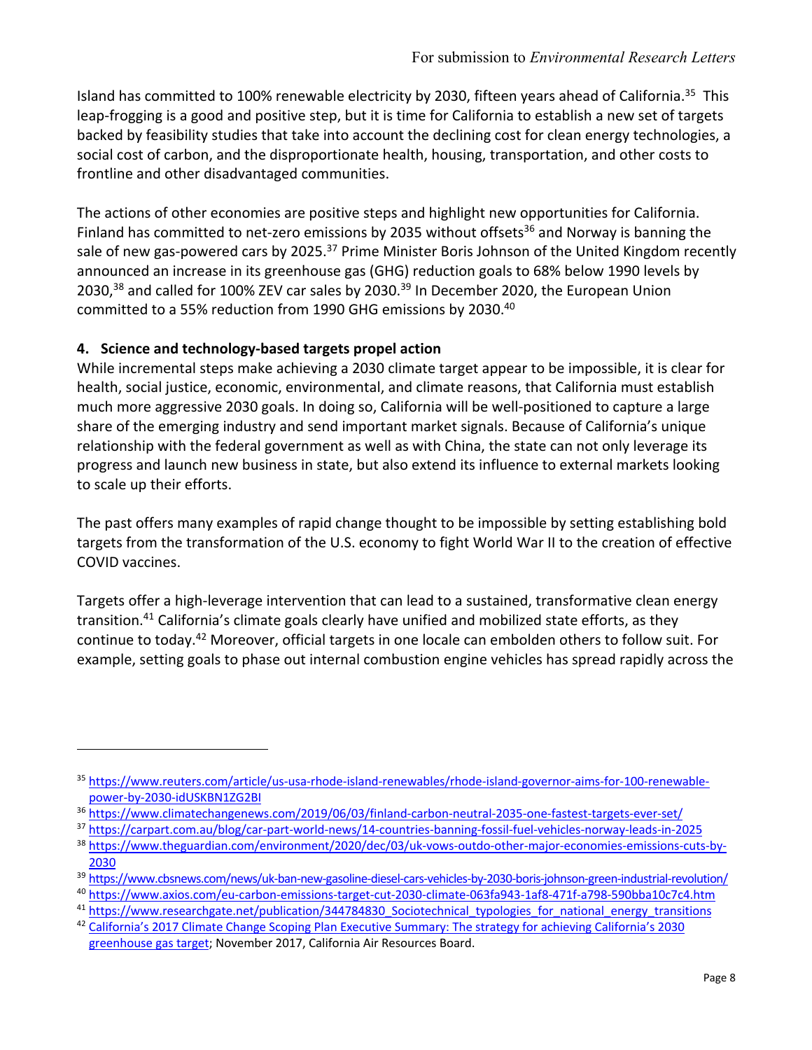Island has committed to 100% renewable electricity by 2030, fifteen years ahead of California.[35] This leap-frogging is a good and positive step, but it is time for California to establish a new set of targets backed by feasibility studies that take into account the declining cost for clean energy technologies, a social cost of carbon, and the disproportionate health, housing, transportation, and other costs to frontline and other disadvantaged communities.

The actions of other economies are positive steps and highlight new opportunities for California. Finland has committed to net-zero emissions by 2035 without offsets[36] and Norway is banning the sale of new gas-powered cars by 2025.[37] Prime Minister Boris Johnson of the United Kingdom recently announced an increase in its greenhouse gas (GHG) reduction goals to 68% below 1990 levels by 2030,[38] and called for 100% ZEV car sales by 2030.[39] In December 2020, the European Union committed to a 55% reduction from 1990 GHG emissions by 2030.[40]

**4. Science and technology-based targets propel action**

While incremental steps make achieving a 2030 climate target appear to be impossible, it is clear for health, social justice, economic, environmental, and climate reasons, that California must establish much more aggressive 2030 goals. In doing so, California will be well-positioned to capture a large share of the emerging industry and send important market signals. Because of California's unique relationship with the federal government as well as with China, the state can not only leverage its progress and launch new business in state, but also extend its influence to external markets looking to scale up their efforts.

The past offers many examples of rapid change thought to be impossible by setting establishing bold targets from the transformation of the U.S. economy to fight World War II to the creation of effective COVID vaccines.

Targets offer a high-leverage intervention that can lead to a sustained, transformative clean energy transition.[41] California's climate goals clearly have unified and mobilized state efforts, as they continue to today.[42] Moreover, official targets in one locale can embolden others to follow suit. For example, setting goals to phase out internal combustion engine vehicles has spread rapidly across the

---

[35] https://www.reuters.com/article/us-usa-rhode-island-renewables/rhode-island-governor-aims-for-100-renewable-power-by-2030-idUSKBN1ZG2BI

[36] https://www.climatechangenews.com/2019/06/03/finland-carbon-neutral-2035-one-fastest-targets-ever-set/

[37] https://carpart.com.au/blog/car-part-world-news/14-countries-banning-fossil-fuel-vehicles-norway-leads-in-2025

[38] https://www.theguardian.com/environment/2020/dec/03/uk-vows-outdo-other-major-economies-emissions-cuts-by-2030

[39] https://www.cbsnews.com/news/uk-ban-new-gasoline-diesel-cars-vehicles-by-2030-boris-johnson-green-industrial-revolution/

[40] https://www.axios.com/eu-carbon-emissions-target-cut-2030-climate-063fa943-1af8-471f-a798-590bba10c7c4.htm

[41] https://www.researchgate.net/publication/344784830_Sociotechnical_typologies_for_national_energy_transitions

[42] California's 2017 Climate Change Scoping Plan Executive Summary: The strategy for achieving California's 2030 greenhouse gas target; November 2017, California Air Resources Board.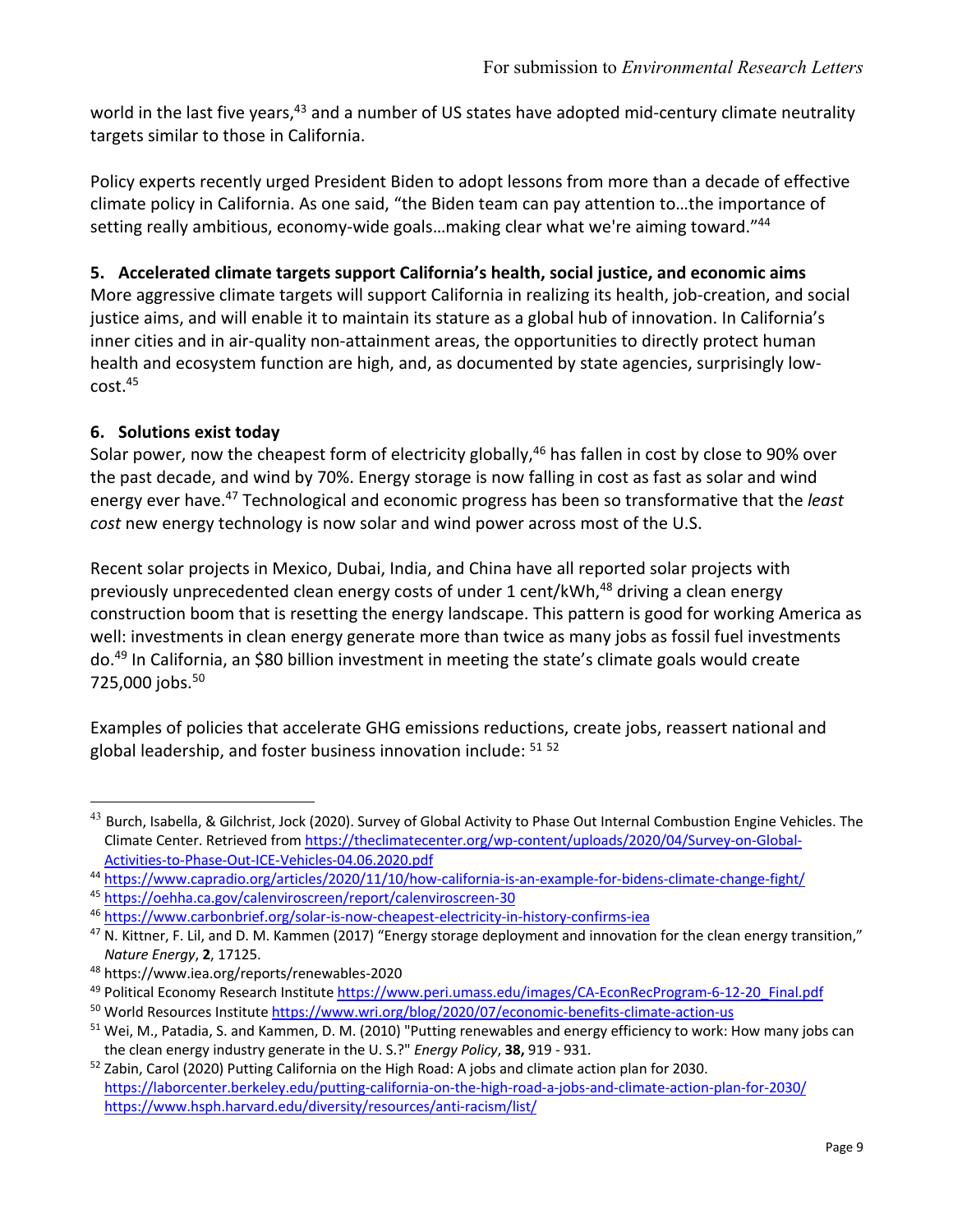world in the last five years,[43] and a number of US states have adopted mid-century climate neutrality targets similar to those in California.

Policy experts recently urged President Biden to adopt lessons from more than a decade of effective climate policy in California. As one said, "the Biden team can pay attention to…the importance of setting really ambitious, economy-wide goals…making clear what we're aiming toward."[44]

## 5. Accelerated climate targets support California's health, social justice, and economic aims

More aggressive climate targets will support California in realizing its health, job-creation, and social justice aims, and will enable it to maintain its stature as a global hub of innovation. In California's inner cities and in air-quality non-attainment areas, the opportunities to directly protect human health and ecosystem function are high, and, as documented by state agencies, surprisingly low-cost.[45]

## 6. Solutions exist today

Solar power, now the cheapest form of electricity globally,[46] has fallen in cost by close to 90% over the past decade, and wind by 70%. Energy storage is now falling in cost as fast as solar and wind energy ever have.[47] Technological and economic progress has been so transformative that the *least cost* new energy technology is now solar and wind power across most of the U.S.

Recent solar projects in Mexico, Dubai, India, and China have all reported solar projects with previously unprecedented clean energy costs of under 1 cent/kWh,[48] driving a clean energy construction boom that is resetting the energy landscape. This pattern is good for working America as well: investments in clean energy generate more than twice as many jobs as fossil fuel investments do.[49] In California, an $80 billion investment in meeting the state's climate goals would create 725,000 jobs.[50]

Examples of policies that accelerate GHG emissions reductions, create jobs, reassert national and global leadership, and foster business innovation include: [51] [52]

---

[43] Burch, Isabella, & Gilchrist, Jock (2020). Survey of Global Activity to Phase Out Internal Combustion Engine Vehicles. The Climate Center. Retrieved from https://theclimatecenter.org/wp-content/uploads/2020/04/Survey-on-Global-Activities-to-Phase-Out-ICE-Vehicles-04.06.2020.pdf

[44] https://www.capradio.org/articles/2020/11/10/how-california-is-an-example-for-bidens-climate-change-fight/

[45] https://oehha.ca.gov/calenviroscreen/report/calenviroscreen-30

[46] https://www.carbonbrief.org/solar-is-now-cheapest-electricity-in-history-confirms-iea

[47] N. Kittner, F. Lil, and D. M. Kammen (2017) "Energy storage deployment and innovation for the clean energy transition," *Nature Energy*, **2**, 17125.

[48] https://www.iea.org/reports/renewables-2020

[49] Political Economy Research Institute https://www.peri.umass.edu/images/CA-EconRecProgram-6-12-20_Final.pdf

[50] World Resources Institute https://www.wri.org/blog/2020/07/economic-benefits-climate-action-us

[51] Wei, M., Patadia, S. and Kammen, D. M. (2010) "Putting renewables and energy efficiency to work: How many jobs can the clean energy industry generate in the U. S.?" *Energy Policy*, **38,** 919 - 931.

[52] Zabin, Carol (2020) Putting California on the High Road: A jobs and climate action plan for 2030. https://laborcenter.berkeley.edu/putting-california-on-the-high-road-a-jobs-and-climate-action-plan-for-2030/ https://www.hsph.harvard.edu/diversity/resources/anti-racism/list/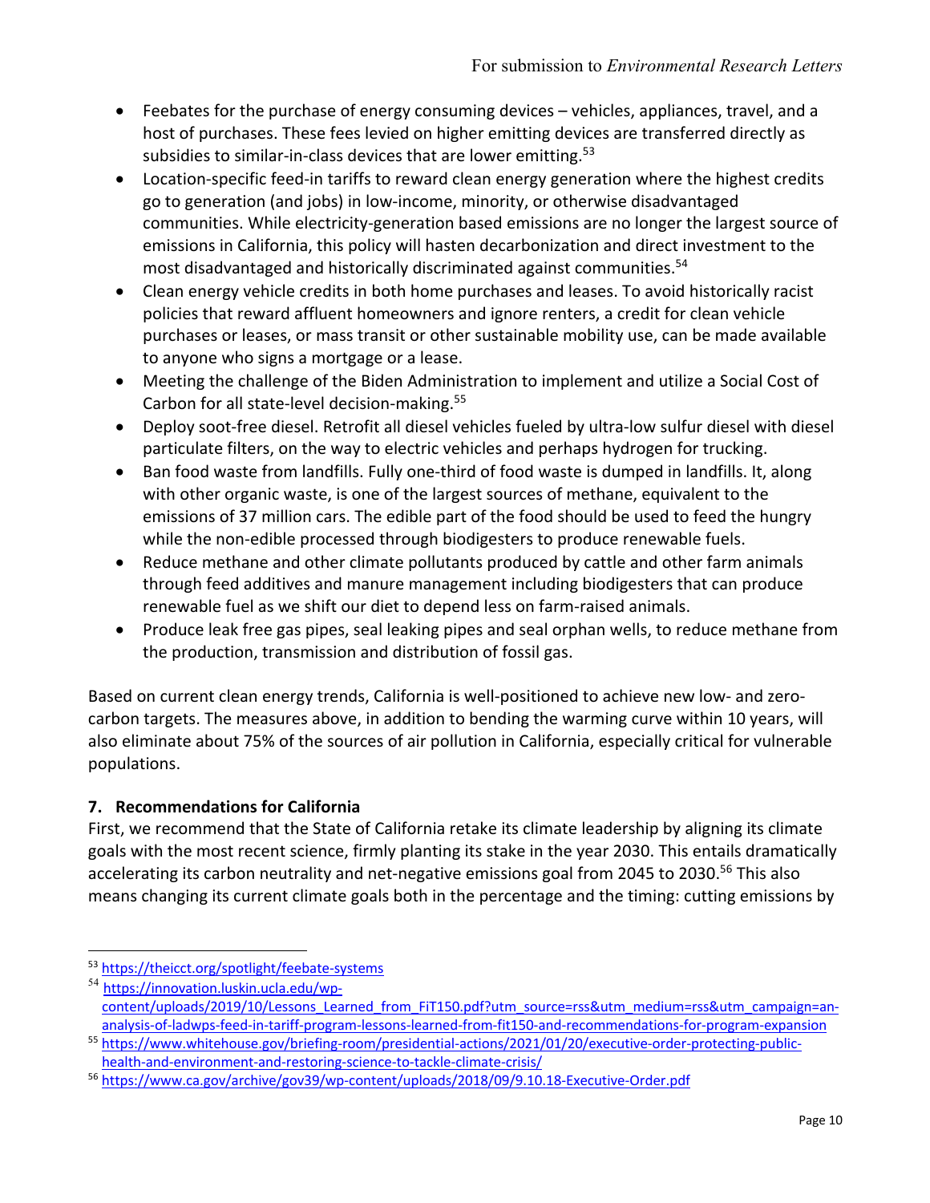- Feebates for the purchase of energy consuming devices – vehicles, appliances, travel, and a host of purchases. These fees levied on higher emitting devices are transferred directly as subsidies to similar-in-class devices that are lower emitting.[53]
- Location-specific feed-in tariffs to reward clean energy generation where the highest credits go to generation (and jobs) in low-income, minority, or otherwise disadvantaged communities. While electricity-generation based emissions are no longer the largest source of emissions in California, this policy will hasten decarbonization and direct investment to the most disadvantaged and historically discriminated against communities.[54]
- Clean energy vehicle credits in both home purchases and leases. To avoid historically racist policies that reward affluent homeowners and ignore renters, a credit for clean vehicle purchases or leases, or mass transit or other sustainable mobility use, can be made available to anyone who signs a mortgage or a lease.
- Meeting the challenge of the Biden Administration to implement and utilize a Social Cost of Carbon for all state-level decision-making.[55]
- Deploy soot-free diesel. Retrofit all diesel vehicles fueled by ultra-low sulfur diesel with diesel particulate filters, on the way to electric vehicles and perhaps hydrogen for trucking.
- Ban food waste from landfills. Fully one-third of food waste is dumped in landfills. It, along with other organic waste, is one of the largest sources of methane, equivalent to the emissions of 37 million cars. The edible part of the food should be used to feed the hungry while the non-edible processed through biodigesters to produce renewable fuels.
- Reduce methane and other climate pollutants produced by cattle and other farm animals through feed additives and manure management including biodigesters that can produce renewable fuel as we shift our diet to depend less on farm-raised animals.
- Produce leak free gas pipes, seal leaking pipes and seal orphan wells, to reduce methane from the production, transmission and distribution of fossil gas.

Based on current clean energy trends, California is well-positioned to achieve new low- and zero-carbon targets. The measures above, in addition to bending the warming curve within 10 years, will also eliminate about 75% of the sources of air pollution in California, especially critical for vulnerable populations.

## 7. Recommendations for California

First, we recommend that the State of California retake its climate leadership by aligning its climate goals with the most recent science, firmly planting its stake in the year 2030. This entails dramatically accelerating its carbon neutrality and net-negative emissions goal from 2045 to 2030.[56] This also means changing its current climate goals both in the percentage and the timing: cutting emissions by

---

[53] https://theicct.org/spotlight/feebate-systems

[54] https://innovation.luskin.ucla.edu/wp-content/uploads/2019/10/Lessons_Learned_from_FiT150.pdf?utm_source=rss&utm_medium=rss&utm_campaign=an-analysis-of-ladwps-feed-in-tariff-program-lessons-learned-from-fit150-and-recommendations-for-program-expansion

[55] https://www.whitehouse.gov/briefing-room/presidential-actions/2021/01/20/executive-order-protecting-public-health-and-environment-and-restoring-science-to-tackle-climate-crisis/

[56] https://www.ca.gov/archive/gov39/wp-content/uploads/2018/09/9.10.18-Executive-Order.pdf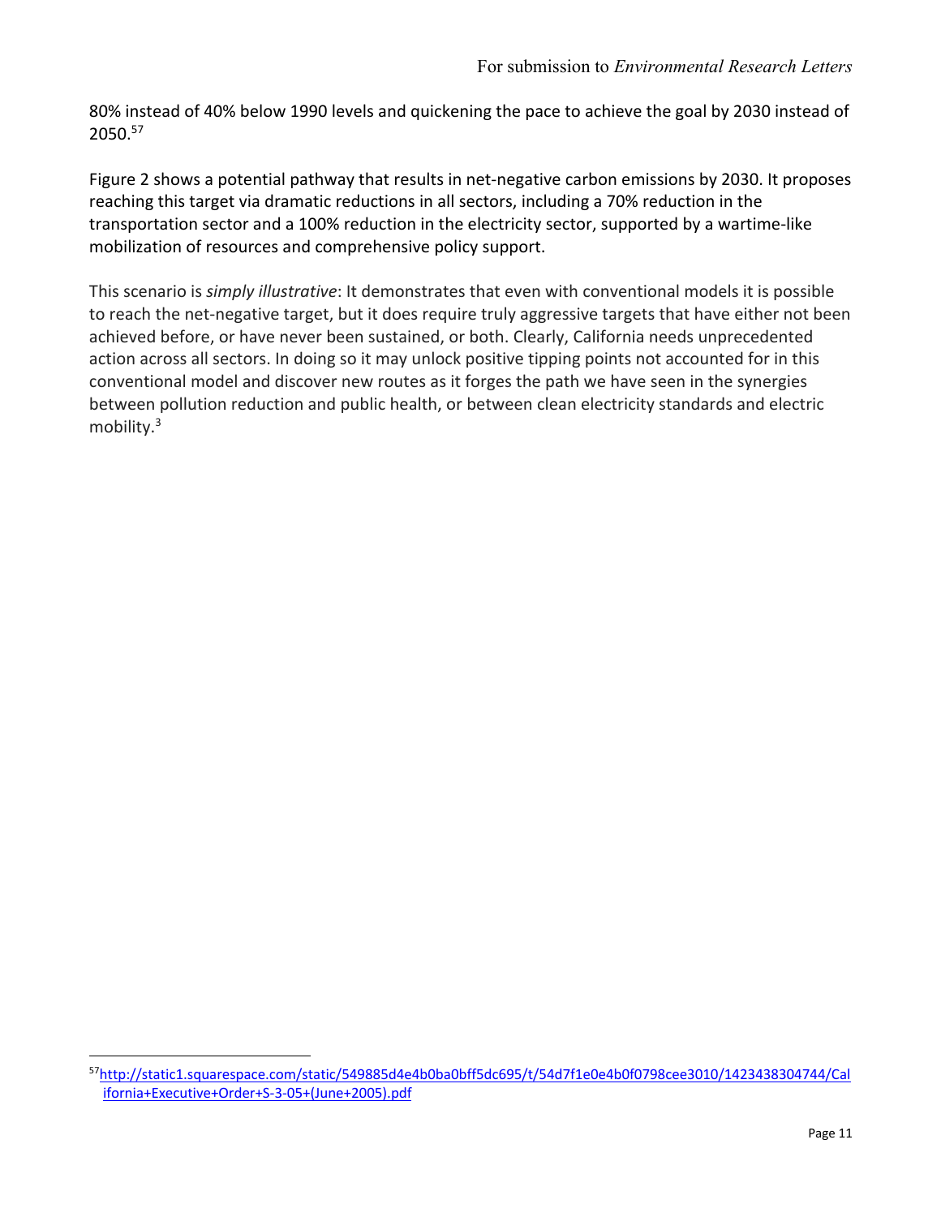80% instead of 40% below 1990 levels and quickening the pace to achieve the goal by 2030 instead of 2050.[57]

Figure 2 shows a potential pathway that results in net-negative carbon emissions by 2030. It proposes reaching this target via dramatic reductions in all sectors, including a 70% reduction in the transportation sector and a 100% reduction in the electricity sector, supported by a wartime-like mobilization of resources and comprehensive policy support.

This scenario is *simply illustrative*: It demonstrates that even with conventional models it is possible to reach the net-negative target, but it does require truly aggressive targets that have either not been achieved before, or have never been sustained, or both. Clearly, California needs unprecedented action across all sectors. In doing so it may unlock positive tipping points not accounted for in this conventional model and discover new routes as it forges the path we have seen in the synergies between pollution reduction and public health, or between clean electricity standards and electric mobility.[3]

---

[57] http://static1.squarespace.com/static/549885d4e4b0ba0bff5dc695/t/54d7f1e0e4b0f0798cee3010/1423438304744/California+Executive+Order+S-3-05+(June+2005).pdf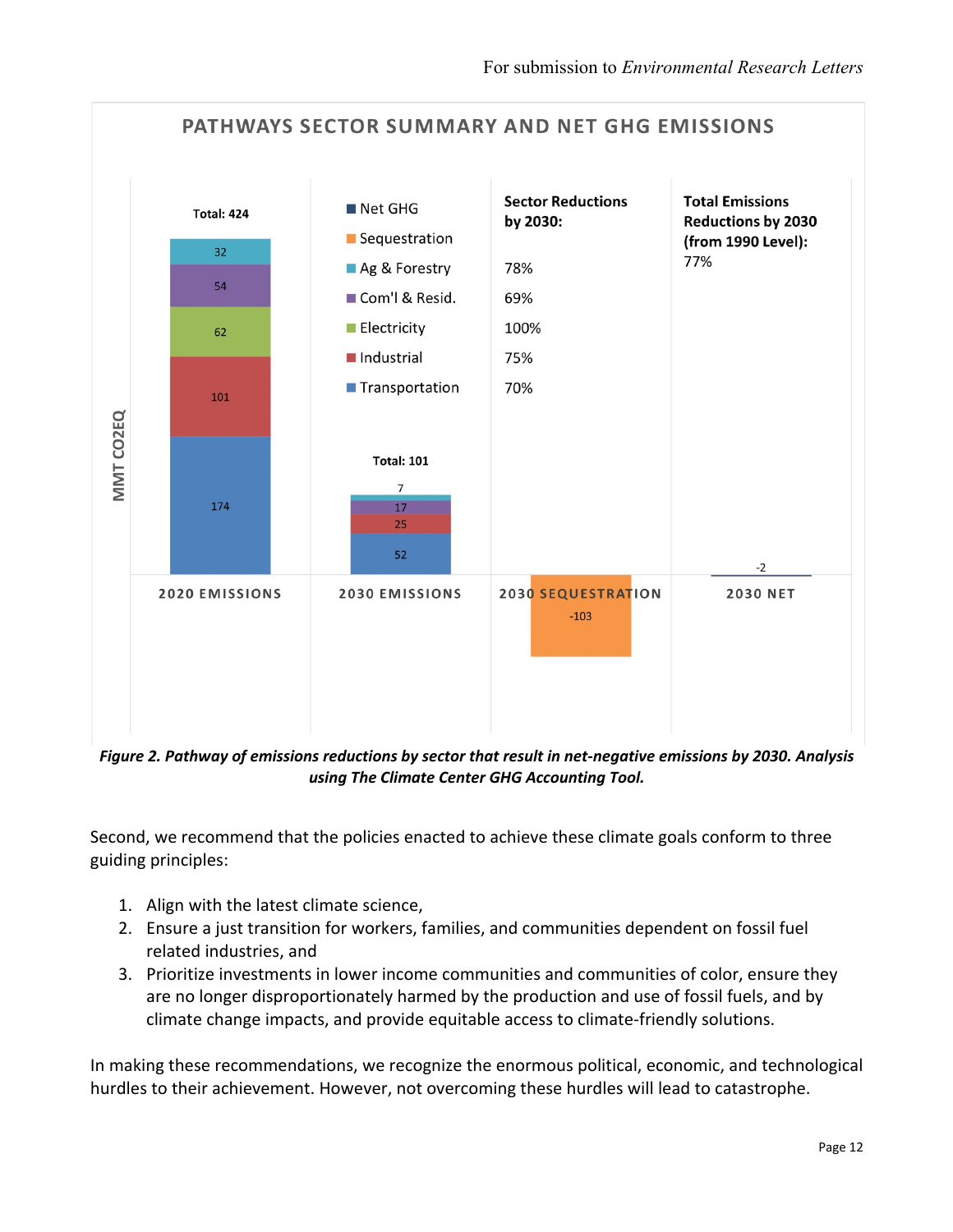PATHWAYS SECTOR SUMMARY AND NET GHG EMISSIONS

MMT CO2EQ

Total: 424

32

54

62

101

174

2020 EMISSIONS

Net GHG

Sequestration

Ag & Forestry

Com'l & Resid.

Electricity

Industrial

Transportation

Total: 101

7

17

25

52

2030 EMISSIONS

Sector Reductions by 2030:

78%

69%

100%

75%

70%

2030 SEQUESTRATION

-103

Total Emissions Reductions by 2030 (from 1990 Level):

77%

-2

2030 NET

***Figure 2. Pathway of emissions reductions by sector that result in net-negative emissions by 2030. Analysis using The Climate Center GHG Accounting Tool.***

Second, we recommend that the policies enacted to achieve these climate goals conform to three guiding principles:

1. Align with the latest climate science,
2. Ensure a just transition for workers, families, and communities dependent on fossil fuel related industries, and
3. Prioritize investments in lower income communities and communities of color, ensure they are no longer disproportionately harmed by the production and use of fossil fuels, and by climate change impacts, and provide equitable access to climate-friendly solutions.

In making these recommendations, we recognize the enormous political, economic, and technological hurdles to their achievement. However, not overcoming these hurdles will lead to catastrophe.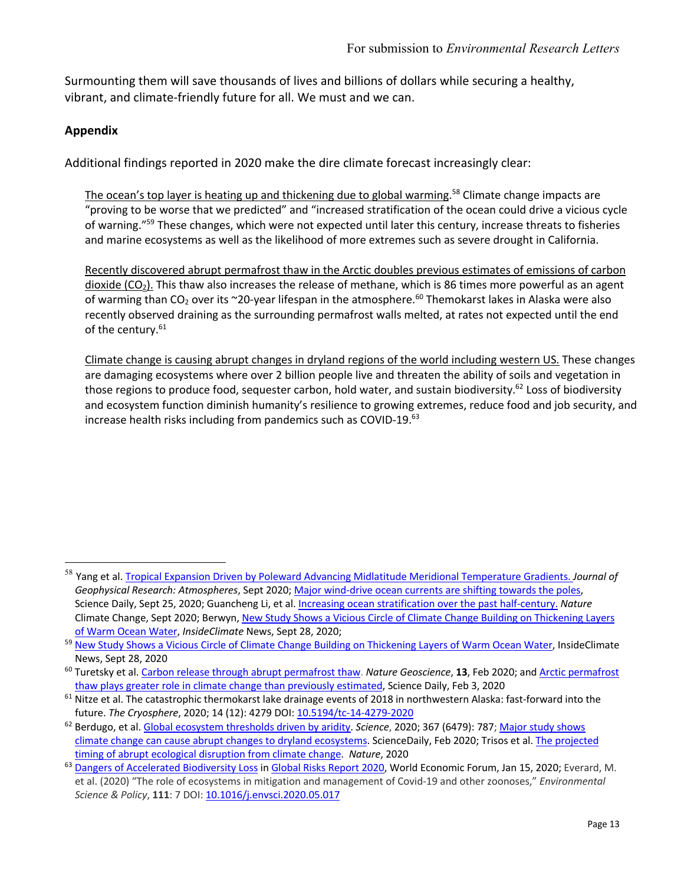Surmounting them will save thousands of lives and billions of dollars while securing a healthy, vibrant, and climate-friendly future for all. We must and we can.

**Appendix**

Additional findings reported in 2020 make the dire climate forecast increasingly clear:

The ocean's top layer is heating up and thickening due to global warming.[58] Climate change impacts are "proving to be worse that we predicted" and "increased stratification of the ocean could drive a vicious cycle of warning."[59] These changes, which were not expected until later this century, increase threats to fisheries and marine ecosystems as well as the likelihood of more extremes such as severe drought in California.

Recently discovered abrupt permafrost thaw in the Arctic doubles previous estimates of emissions of carbon dioxide ($CO_2$). This thaw also increases the release of methane, which is 86 times more powerful as an agent of warming than $CO_2$ over its ~20-year lifespan in the atmosphere.[60] Themokarst lakes in Alaska were also recently observed draining as the surrounding permafrost walls melted, at rates not expected until the end of the century.[61]

Climate change is causing abrupt changes in dryland regions of the world including western US. These changes are damaging ecosystems where over 2 billion people live and threaten the ability of soils and vegetation in those regions to produce food, sequester carbon, hold water, and sustain biodiversity.[62] Loss of biodiversity and ecosystem function diminish humanity's resilience to growing extremes, reduce food and job security, and increase health risks including from pandemics such as COVID-19.[63]

---

[58] Yang et al. Tropical Expansion Driven by Poleward Advancing Midlatitude Meridional Temperature Gradients. *Journal of Geophysical Research: Atmospheres*, Sept 2020; Major wind-drive ocean currents are shifting towards the poles, Science Daily, Sept 25, 2020; Guancheng Li, et al. Increasing ocean stratification over the past half-century. *Nature* Climate Change, Sept 2020; Berwyn, New Study Shows a Vicious Circle of Climate Change Building on Thickening Layers of Warm Ocean Water, *InsideClimate* News, Sept 28, 2020;

[59] New Study Shows a Vicious Circle of Climate Change Building on Thickening Layers of Warm Ocean Water, InsideClimate News, Sept 28, 2020

[60] Turetsky et al. Carbon release through abrupt permafrost thaw. *Nature Geoscience*, **13**, Feb 2020; and Arctic permafrost thaw plays greater role in climate change than previously estimated, Science Daily, Feb 3, 2020

[61] Nitze et al. The catastrophic thermokarst lake drainage events of 2018 in northwestern Alaska: fast-forward into the future. *The Cryosphere*, 2020; 14 (12): 4279 DOI: 10.5194/tc-14-4279-2020

[62] Berdugo, et al. Global ecosystem thresholds driven by aridity. *Science*, 2020; 367 (6479): 787; Major study shows climate change can cause abrupt changes to dryland ecosystems. ScienceDaily, Feb 2020; Trisos et al. The projected timing of abrupt ecological disruption from climate change. *Nature*, 2020

[63] Dangers of Accelerated Biodiversity Loss in Global Risks Report 2020, World Economic Forum, Jan 15, 2020; Everard, M. et al. (2020) "The role of ecosystems in mitigation and management of Covid-19 and other zoonoses," *Environmental Science & Policy*, **111**: 7 DOI: 10.1016/j.envsci.2020.05.017